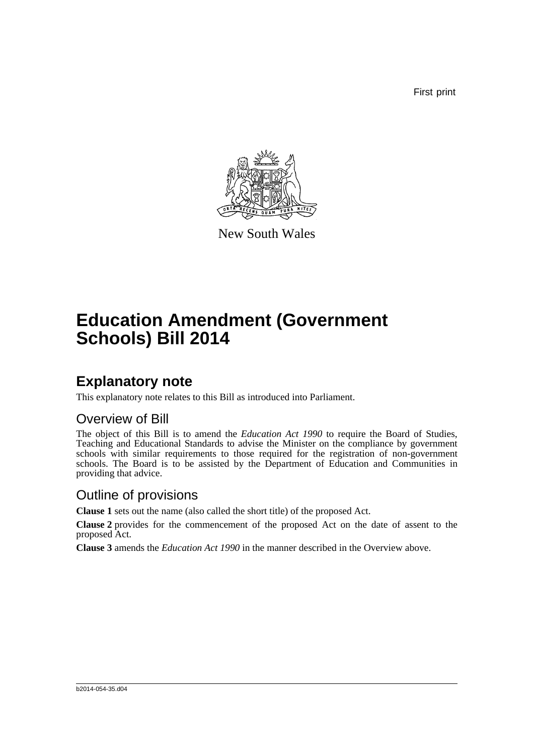First print

New South Wales

# Education Amendment (Government Schools) Bill 2014

## Explanatory note

This explanatory note relates to this Bill as introduced into Parliament.

### Overview of Bill

The object of this Bill is to amend the *Education Act 1990* to require the Board of Studies, Teaching and Educational Standards to advise the Minister on the compliance by government schools with similar requirements to those required for the registration of non-government schools. The Board is to be assisted by the Department of Education and Communities in providing that advice.

### Outline of provisions

**Clause 1** sets out the name (also called the short title) of the proposed Act.

**Clause 2** provides for the commencement of the proposed Act on the date of assent to the proposed Act.

**Clause 3** amends the *Education Act 1990* in the manner described in the Overview above.

b2014-054-35.d04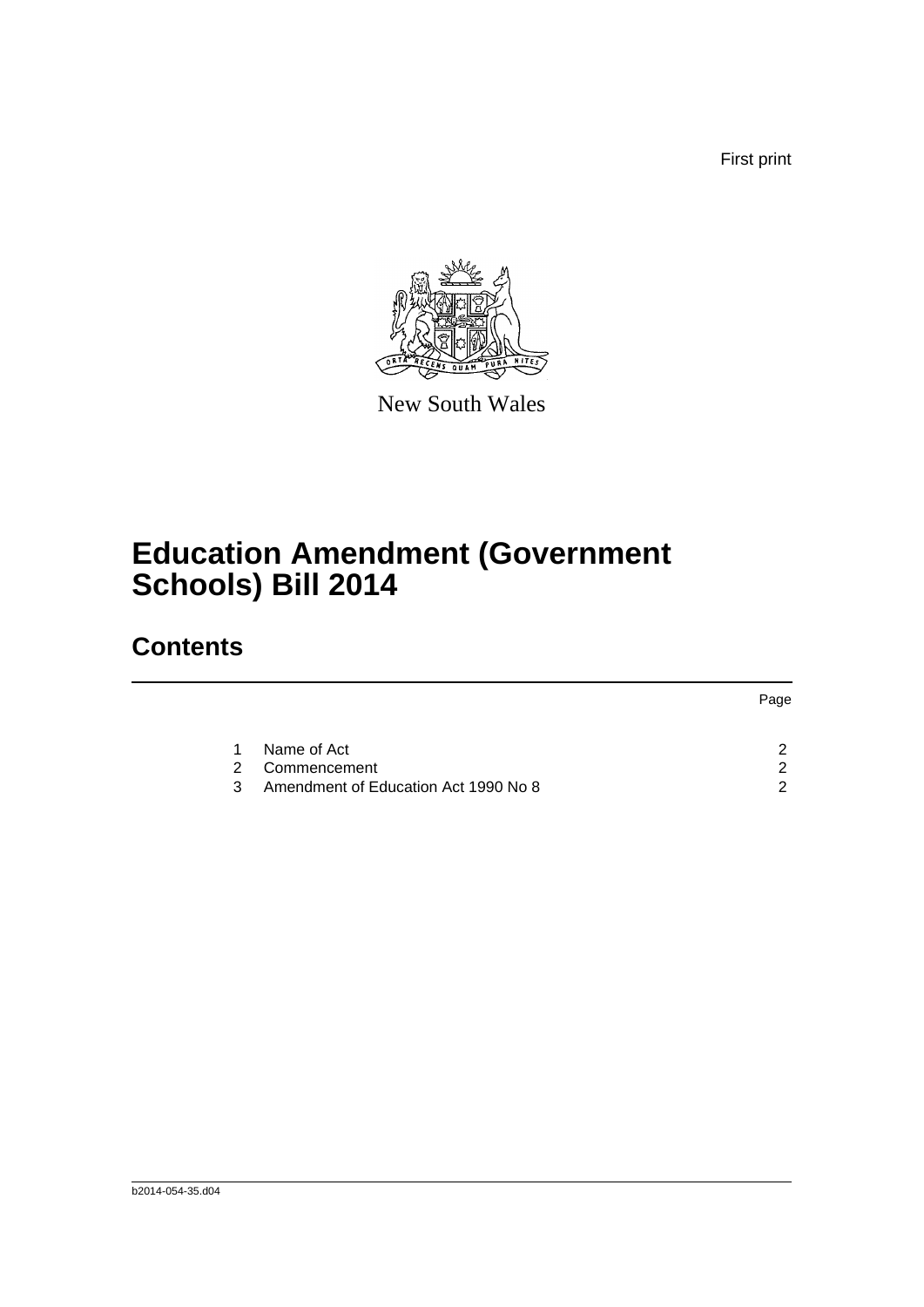First print

New South Wales

# Education Amendment (Government Schools) Bill 2014

## Contents

| | | Page |
|---|---|---|
| 1 | Name of Act | 2 |
| 2 | Commencement | 2 |
| 3 | Amendment of Education Act 1990 No 8 | 2 |

b2014-054-35.d04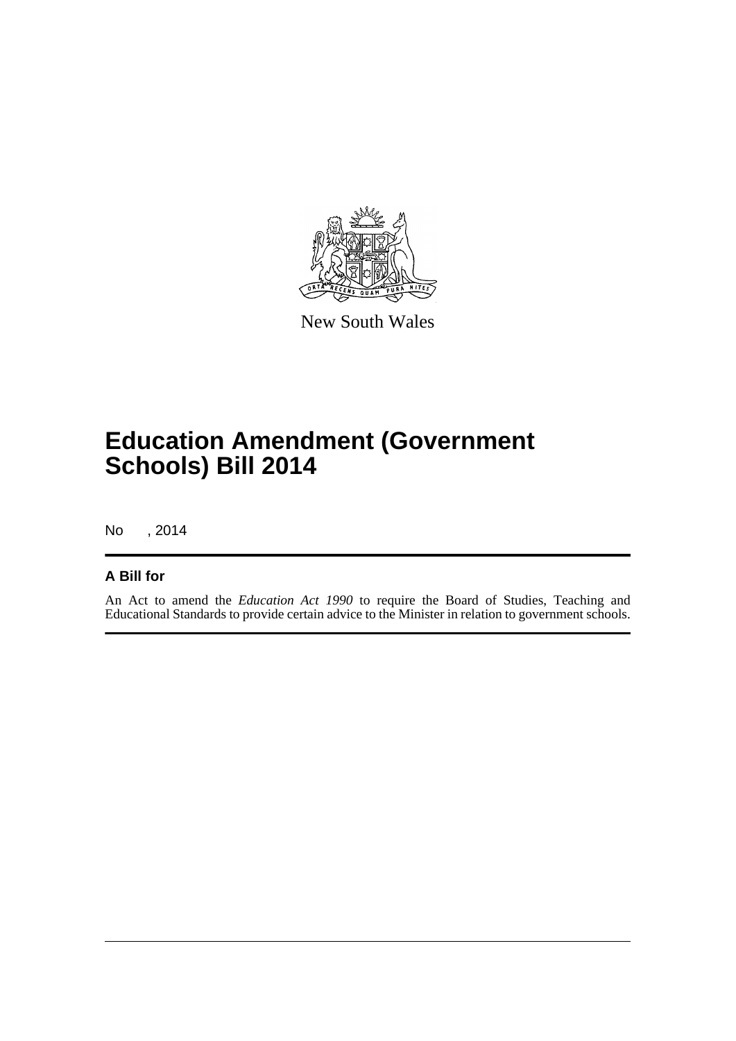New South Wales

# Education Amendment (Government Schools) Bill 2014

No , 2014

## A Bill for

An Act to amend the *Education Act 1990* to require the Board of Studies, Teaching and Educational Standards to provide certain advice to the Minister in relation to government schools.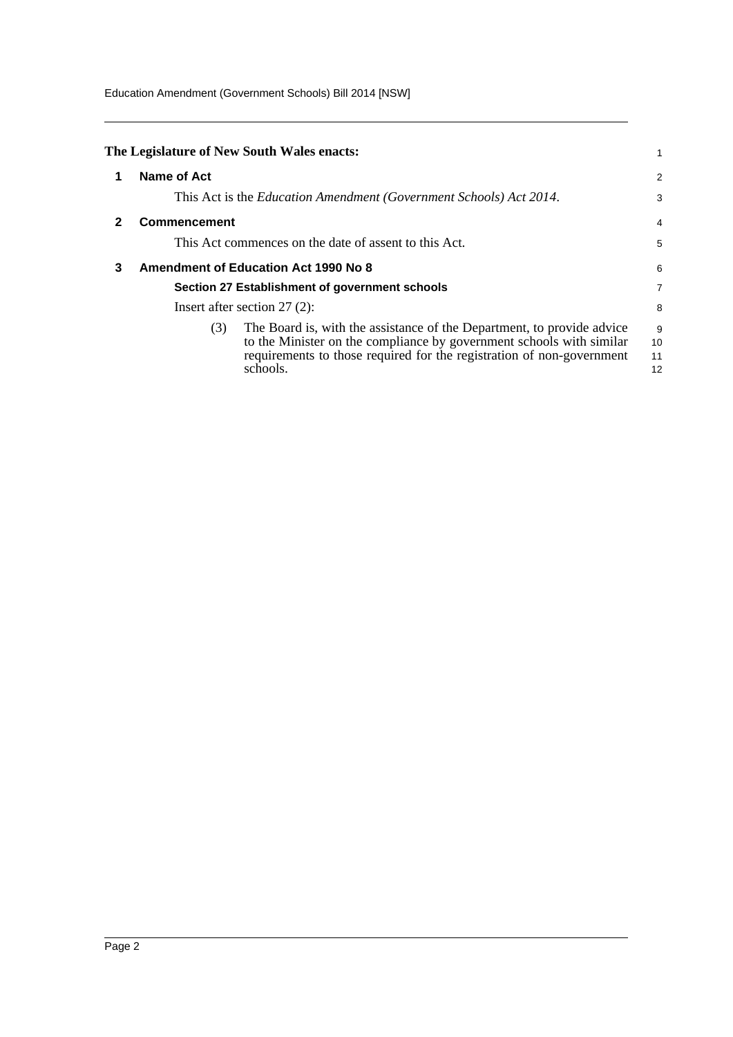**The Legislature of New South Wales enacts:**

## 1 Name of Act

This Act is the *Education Amendment (Government Schools) Act 2014*.

## 2 Commencement

This Act commences on the date of assent to this Act.

## 3 Amendment of Education Act 1990 No 8

### Section 27 Establishment of government schools

Insert after section 27 (2):

(3) The Board is, with the assistance of the Department, to provide advice to the Minister on the compliance by government schools with similar requirements to those required for the registration of non-government schools.